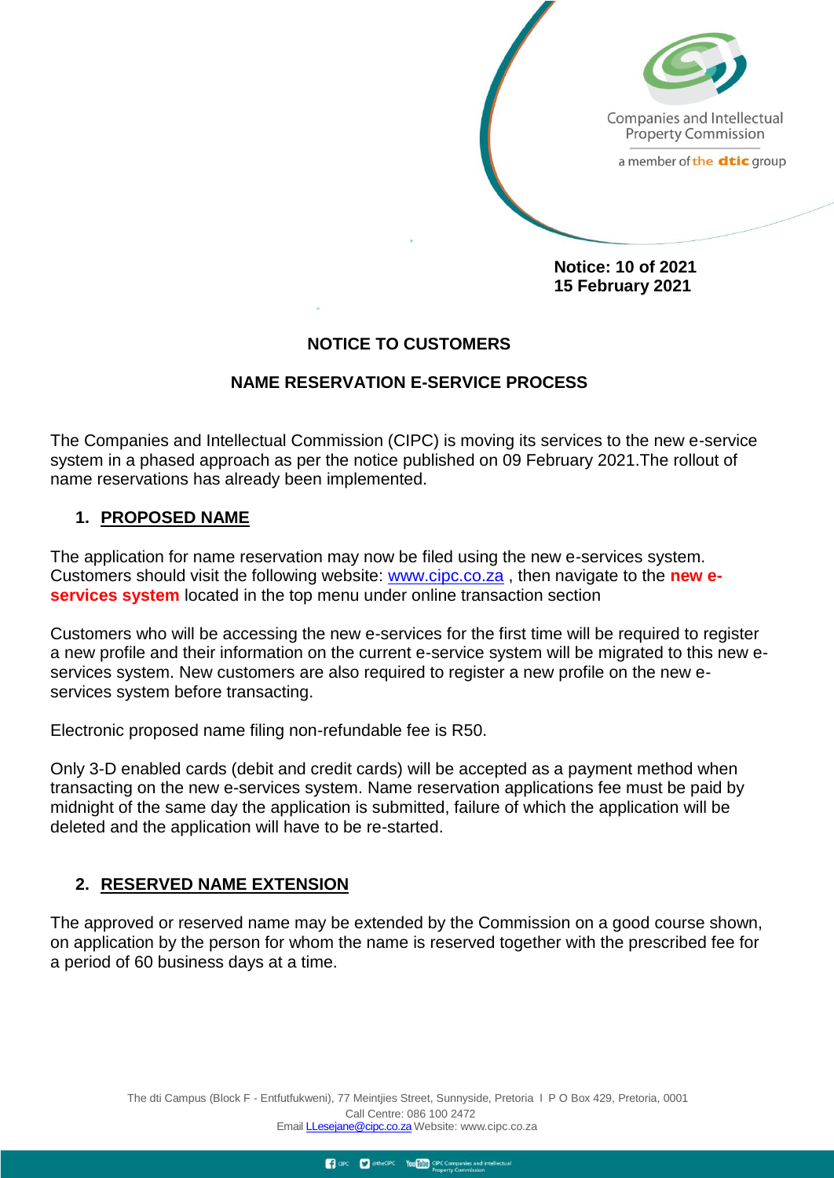Companies and Intellectual Property Commission

a member of the dtic group

**Notice: 10 of 2021**
**15 February 2021**

## NOTICE TO CUSTOMERS

## NAME RESERVATION E-SERVICE PROCESS

The Companies and Intellectual Commission (CIPC) is moving its services to the new e-service system in a phased approach as per the notice published on 09 February 2021.The rollout of name reservations has already been implemented.

### 1. PROPOSED NAME

The application for name reservation may now be filed using the new e-services system. Customers should visit the following website: www.cipc.co.za , then navigate to the **new e-services system** located in the top menu under online transaction section

Customers who will be accessing the new e-services for the first time will be required to register a new profile and their information on the current e-service system will be migrated to this new e-services system. New customers are also required to register a new profile on the new e-services system before transacting.

Electronic proposed name filing non-refundable fee is R50.

Only 3-D enabled cards (debit and credit cards) will be accepted as a payment method when transacting on the new e-services system. Name reservation applications fee must be paid by midnight of the same day the application is submitted, failure of which the application will be deleted and the application will have to be re-started.

### 2. RESERVED NAME EXTENSION

The approved or reserved name may be extended by the Commission on a good course shown, on application by the person for whom the name is reserved together with the prescribed fee for a period of 60 business days at a time.

The dti Campus (Block F - Entfutfukweni), 77 Meintjies Street, Sunnyside, Pretoria I P O Box 429, Pretoria, 0001
Call Centre: 086 100 2472
Email LLesejane@cipc.co.za Website: www.cipc.co.za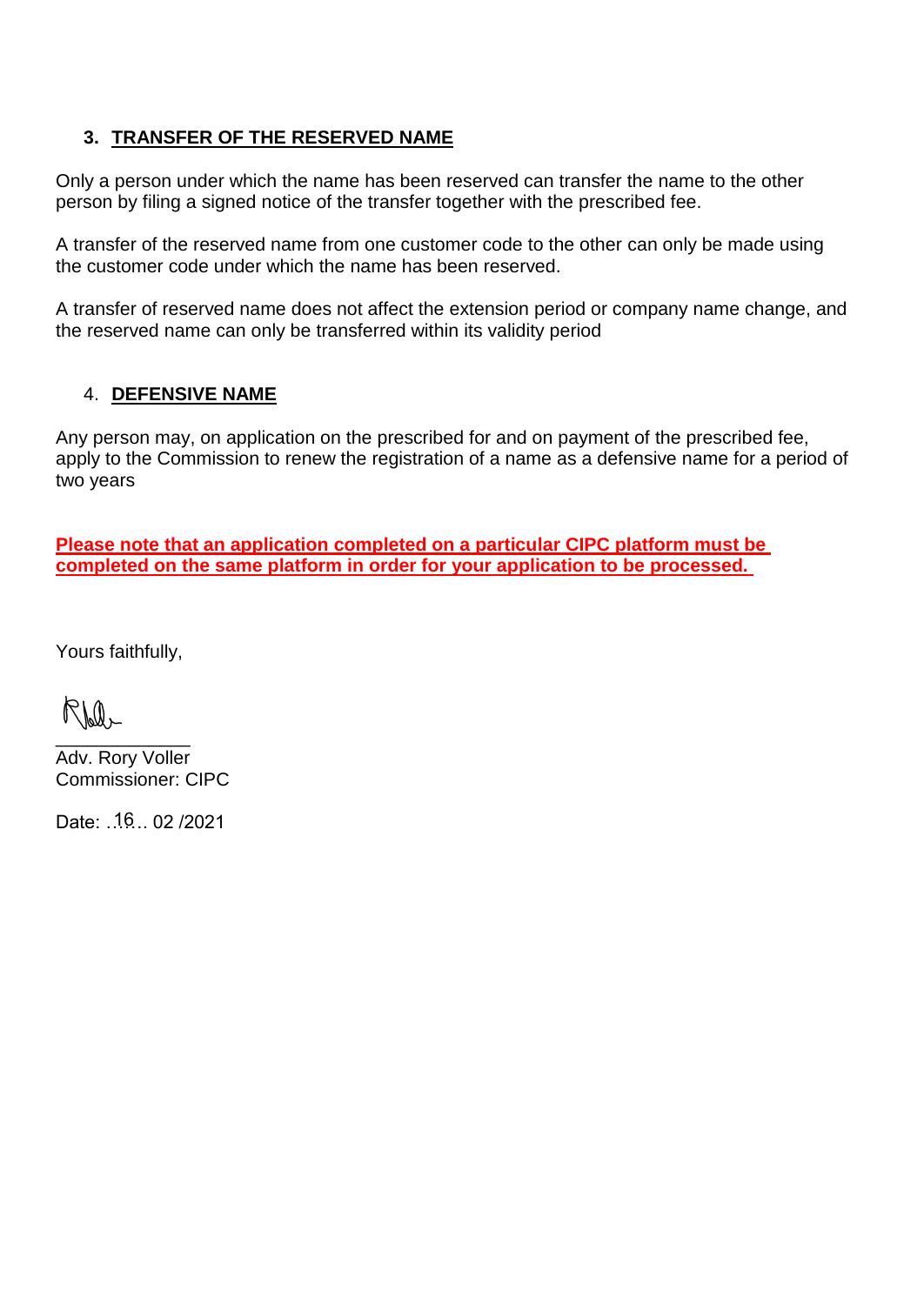## 3. TRANSFER OF THE RESERVED NAME

Only a person under which the name has been reserved can transfer the name to the other person by filing a signed notice of the transfer together with the prescribed fee.

A transfer of the reserved name from one customer code to the other can only be made using the customer code under which the name has been reserved.

A transfer of reserved name does not affect the extension period or company name change, and the reserved name can only be transferred within its validity period

## 4. DEFENSIVE NAME

Any person may, on application on the prescribed for and on payment of the prescribed fee, apply to the Commission to renew the registration of a name as a defensive name for a period of two years

**Please note that an application completed on a particular CIPC platform must be completed on the same platform in order for your application to be processed.**

Yours faithfully,

Adv. Rory Voller
Commissioner: CIPC

Date: ..16... 02 /2021